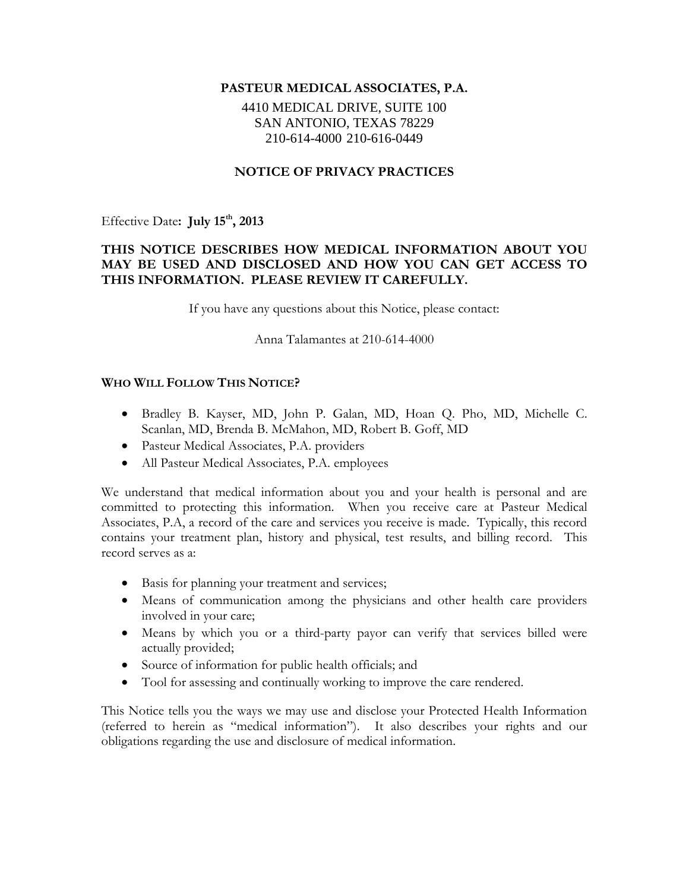**PASTEUR MEDICAL ASSOCIATES, P.A.**

4410 MEDICAL DRIVE, SUITE 100
SAN ANTONIO, TEXAS 78229
210-614-4000 210-616-0449

# NOTICE OF PRIVACY PRACTICES

Effective Date: **July 15th, 2013**

**THIS NOTICE DESCRIBES HOW MEDICAL INFORMATION ABOUT YOU MAY BE USED AND DISCLOSED AND HOW YOU CAN GET ACCESS TO THIS INFORMATION. PLEASE REVIEW IT CAREFULLY.**

If you have any questions about this Notice, please contact:

Anna Talamantes at 210-614-4000

## WHO WILL FOLLOW THIS NOTICE?

- Bradley B. Kayser, MD, John P. Galan, MD, Hoan Q. Pho, MD, Michelle C. Scanlan, MD, Brenda B. McMahon, MD, Robert B. Goff, MD
- Pasteur Medical Associates, P.A. providers
- All Pasteur Medical Associates, P.A. employees

We understand that medical information about you and your health is personal and are committed to protecting this information. When you receive care at Pasteur Medical Associates, P.A, a record of the care and services you receive is made. Typically, this record contains your treatment plan, history and physical, test results, and billing record. This record serves as a:

- Basis for planning your treatment and services;
- Means of communication among the physicians and other health care providers involved in your care;
- Means by which you or a third-party payor can verify that services billed were actually provided;
- Source of information for public health officials; and
- Tool for assessing and continually working to improve the care rendered.

This Notice tells you the ways we may use and disclose your Protected Health Information (referred to herein as "medical information"). It also describes your rights and our obligations regarding the use and disclosure of medical information.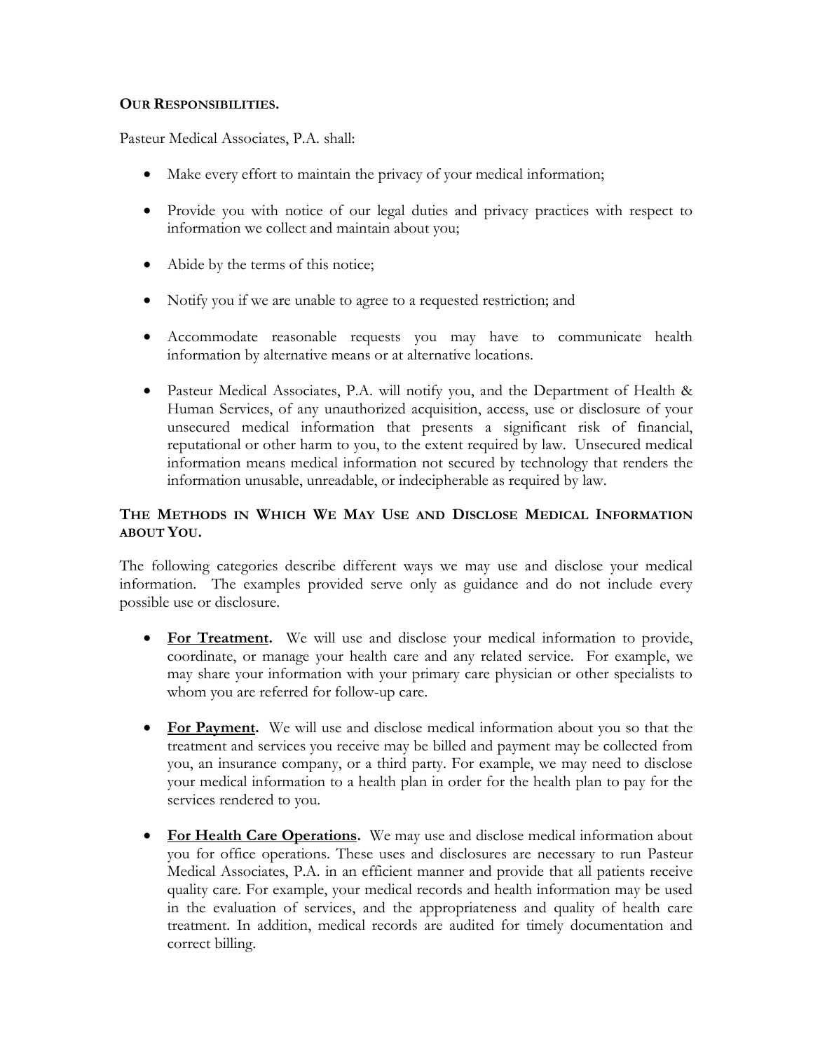**OUR RESPONSIBILITIES.**

Pasteur Medical Associates, P.A. shall:

- Make every effort to maintain the privacy of your medical information;
- Provide you with notice of our legal duties and privacy practices with respect to information we collect and maintain about you;
- Abide by the terms of this notice;
- Notify you if we are unable to agree to a requested restriction; and
- Accommodate reasonable requests you may have to communicate health information by alternative means or at alternative locations.
- Pasteur Medical Associates, P.A. will notify you, and the Department of Health & Human Services, of any unauthorized acquisition, access, use or disclosure of your unsecured medical information that presents a significant risk of financial, reputational or other harm to you, to the extent required by law. Unsecured medical information means medical information not secured by technology that renders the information unusable, unreadable, or indecipherable as required by law.

**THE METHODS IN WHICH WE MAY USE AND DISCLOSE MEDICAL INFORMATION ABOUT YOU.**

The following categories describe different ways we may use and disclose your medical information. The examples provided serve only as guidance and do not include every possible use or disclosure.

- **For Treatment.** We will use and disclose your medical information to provide, coordinate, or manage your health care and any related service. For example, we may share your information with your primary care physician or other specialists to whom you are referred for follow-up care.
- **For Payment.** We will use and disclose medical information about you so that the treatment and services you receive may be billed and payment may be collected from you, an insurance company, or a third party. For example, we may need to disclose your medical information to a health plan in order for the health plan to pay for the services rendered to you.
- **For Health Care Operations.** We may use and disclose medical information about you for office operations. These uses and disclosures are necessary to run Pasteur Medical Associates, P.A. in an efficient manner and provide that all patients receive quality care. For example, your medical records and health information may be used in the evaluation of services, and the appropriateness and quality of health care treatment. In addition, medical records are audited for timely documentation and correct billing.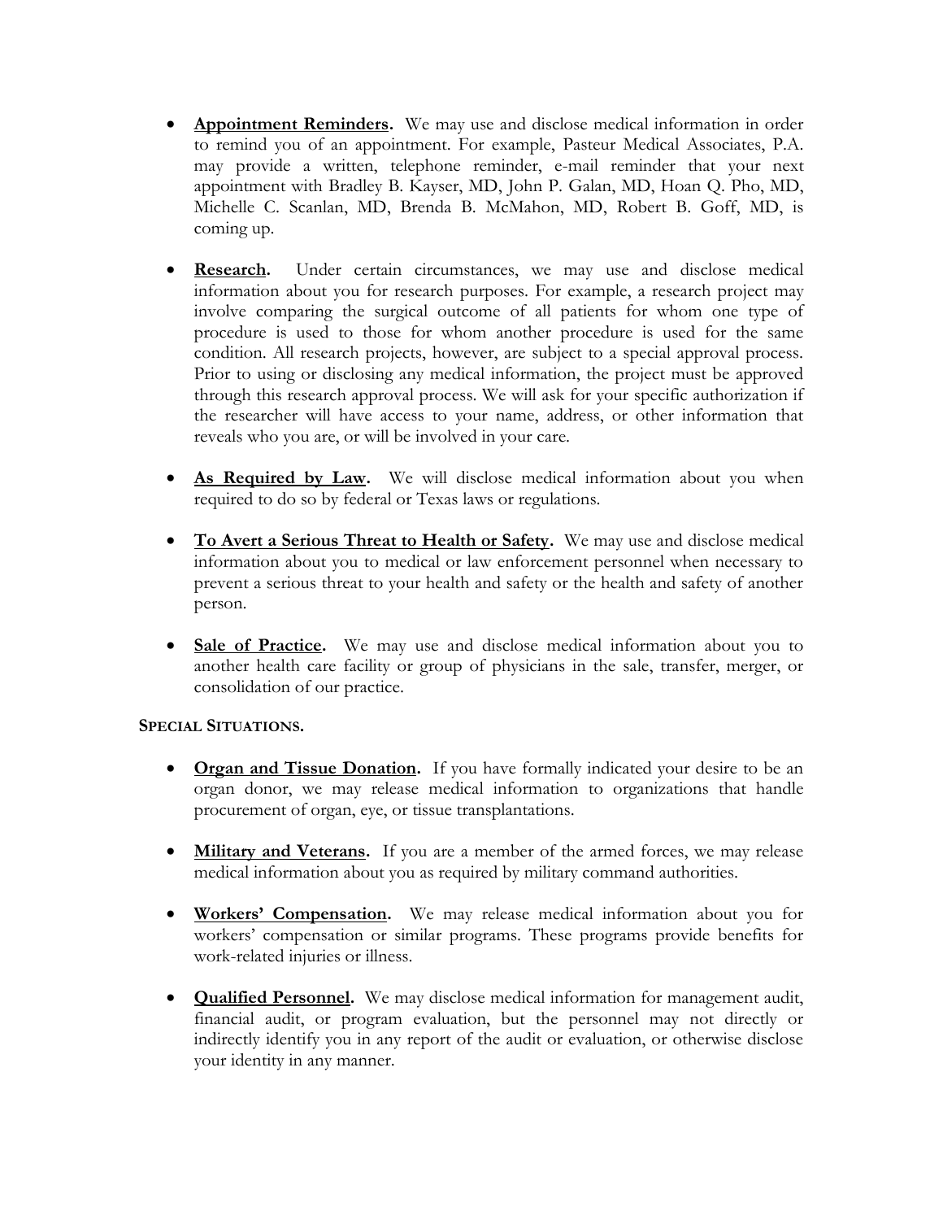- **Appointment Reminders.** We may use and disclose medical information in order to remind you of an appointment. For example, Pasteur Medical Associates, P.A. may provide a written, telephone reminder, e-mail reminder that your next appointment with Bradley B. Kayser, MD, John P. Galan, MD, Hoan Q. Pho, MD, Michelle C. Scanlan, MD, Brenda B. McMahon, MD, Robert B. Goff, MD, is coming up.

- **Research.** Under certain circumstances, we may use and disclose medical information about you for research purposes. For example, a research project may involve comparing the surgical outcome of all patients for whom one type of procedure is used to those for whom another procedure is used for the same condition. All research projects, however, are subject to a special approval process. Prior to using or disclosing any medical information, the project must be approved through this research approval process. We will ask for your specific authorization if the researcher will have access to your name, address, or other information that reveals who you are, or will be involved in your care.

- **As Required by Law.** We will disclose medical information about you when required to do so by federal or Texas laws or regulations.

- **To Avert a Serious Threat to Health or Safety.** We may use and disclose medical information about you to medical or law enforcement personnel when necessary to prevent a serious threat to your health and safety or the health and safety of another person.

- **Sale of Practice.** We may use and disclose medical information about you to another health care facility or group of physicians in the sale, transfer, merger, or consolidation of our practice.

**SPECIAL SITUATIONS.**

- **Organ and Tissue Donation.** If you have formally indicated your desire to be an organ donor, we may release medical information to organizations that handle procurement of organ, eye, or tissue transplantations.

- **Military and Veterans.** If you are a member of the armed forces, we may release medical information about you as required by military command authorities.

- **Workers' Compensation.** We may release medical information about you for workers' compensation or similar programs. These programs provide benefits for work-related injuries or illness.

- **Qualified Personnel.** We may disclose medical information for management audit, financial audit, or program evaluation, but the personnel may not directly or indirectly identify you in any report of the audit or evaluation, or otherwise disclose your identity in any manner.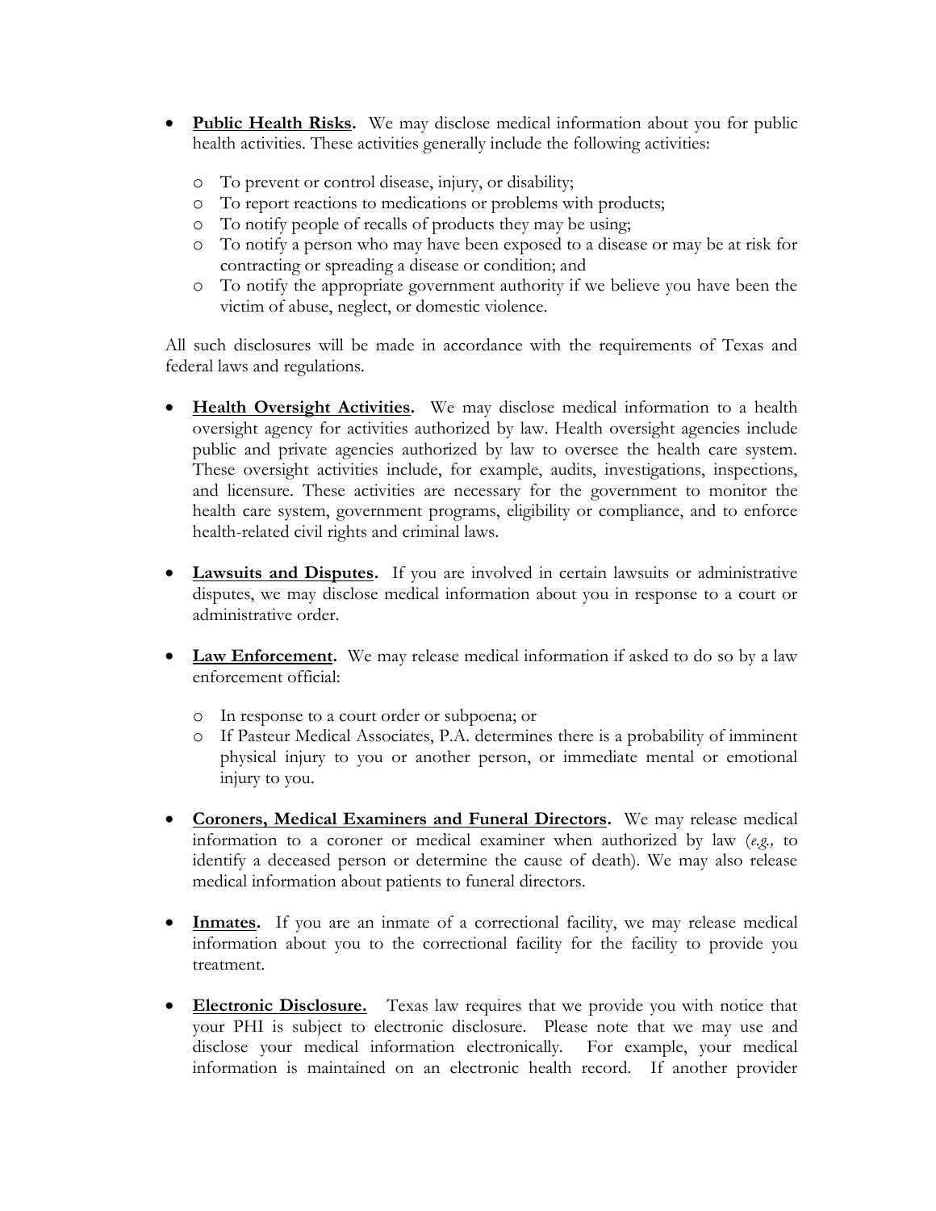- **Public Health Risks.** We may disclose medical information about you for public health activities. These activities generally include the following activities:
    - To prevent or control disease, injury, or disability;
    - To report reactions to medications or problems with products;
    - To notify people of recalls of products they may be using;
    - To notify a person who may have been exposed to a disease or may be at risk for contracting or spreading a disease or condition; and
    - To notify the appropriate government authority if we believe you have been the victim of abuse, neglect, or domestic violence.

All such disclosures will be made in accordance with the requirements of Texas and federal laws and regulations.

- **Health Oversight Activities.** We may disclose medical information to a health oversight agency for activities authorized by law. Health oversight agencies include public and private agencies authorized by law to oversee the health care system. These oversight activities include, for example, audits, investigations, inspections, and licensure. These activities are necessary for the government to monitor the health care system, government programs, eligibility or compliance, and to enforce health-related civil rights and criminal laws.

- **Lawsuits and Disputes.** If you are involved in certain lawsuits or administrative disputes, we may disclose medical information about you in response to a court or administrative order.

- **Law Enforcement.** We may release medical information if asked to do so by a law enforcement official:
    - In response to a court order or subpoena; or
    - If Pasteur Medical Associates, P.A. determines there is a probability of imminent physical injury to you or another person, or immediate mental or emotional injury to you.

- **Coroners, Medical Examiners and Funeral Directors.** We may release medical information to a coroner or medical examiner when authorized by law (*e.g.,* to identify a deceased person or determine the cause of death). We may also release medical information about patients to funeral directors.

- **Inmates.** If you are an inmate of a correctional facility, we may release medical information about you to the correctional facility for the facility to provide you treatment.

- **Electronic Disclosure.** Texas law requires that we provide you with notice that your PHI is subject to electronic disclosure. Please note that we may use and disclose your medical information electronically. For example, your medical information is maintained on an electronic health record. If another provider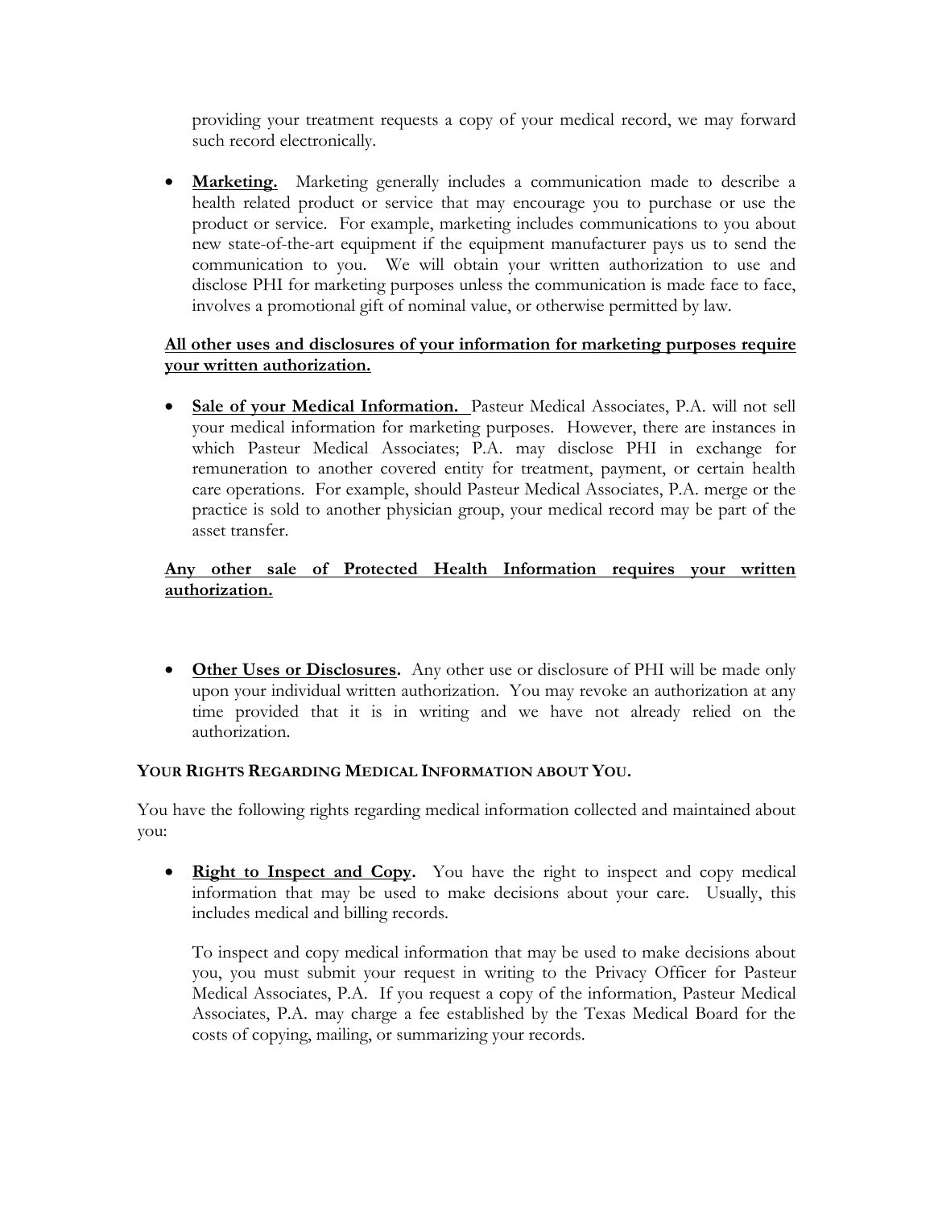providing your treatment requests a copy of your medical record, we may forward such record electronically.

- **Marketing.** Marketing generally includes a communication made to describe a health related product or service that may encourage you to purchase or use the product or service. For example, marketing includes communications to you about new state-of-the-art equipment if the equipment manufacturer pays us to send the communication to you. We will obtain your written authorization to use and disclose PHI for marketing purposes unless the communication is made face to face, involves a promotional gift of nominal value, or otherwise permitted by law.

**All other uses and disclosures of your information for marketing purposes require your written authorization.**

- **Sale of your Medical Information.** Pasteur Medical Associates, P.A. will not sell your medical information for marketing purposes. However, there are instances in which Pasteur Medical Associates; P.A. may disclose PHI in exchange for remuneration to another covered entity for treatment, payment, or certain health care operations. For example, should Pasteur Medical Associates, P.A. merge or the practice is sold to another physician group, your medical record may be part of the asset transfer.

**Any other sale of Protected Health Information requires your written authorization.**

- **Other Uses or Disclosures.** Any other use or disclosure of PHI will be made only upon your individual written authorization. You may revoke an authorization at any time provided that it is in writing and we have not already relied on the authorization.

**YOUR RIGHTS REGARDING MEDICAL INFORMATION ABOUT YOU.**

You have the following rights regarding medical information collected and maintained about you:

- **Right to Inspect and Copy.** You have the right to inspect and copy medical information that may be used to make decisions about your care. Usually, this includes medical and billing records.

  To inspect and copy medical information that may be used to make decisions about you, you must submit your request in writing to the Privacy Officer for Pasteur Medical Associates, P.A. If you request a copy of the information, Pasteur Medical Associates, P.A. may charge a fee established by the Texas Medical Board for the costs of copying, mailing, or summarizing your records.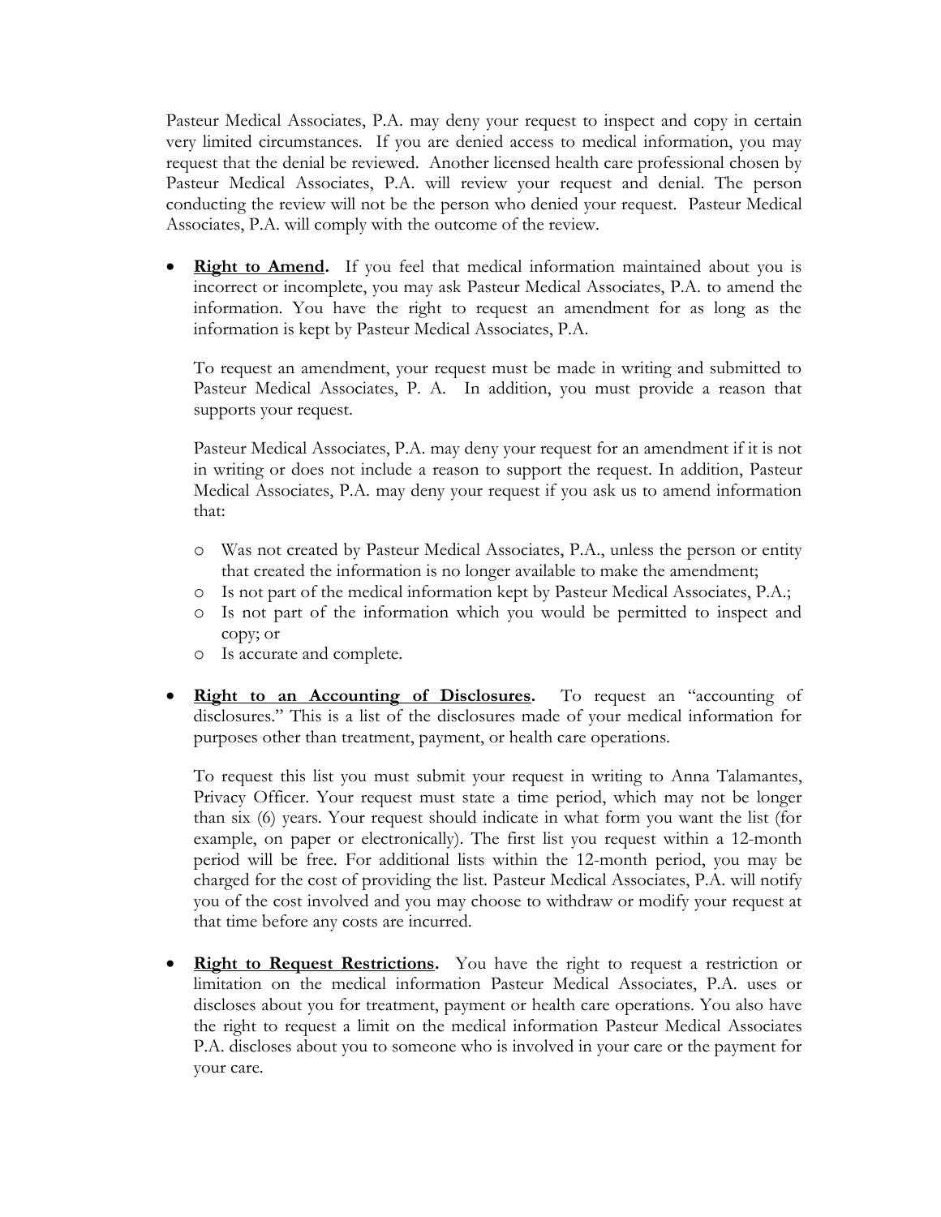Pasteur Medical Associates, P.A. may deny your request to inspect and copy in certain very limited circumstances. If you are denied access to medical information, you may request that the denial be reviewed. Another licensed health care professional chosen by Pasteur Medical Associates, P.A. will review your request and denial. The person conducting the review will not be the person who denied your request. Pasteur Medical Associates, P.A. will comply with the outcome of the review.

- **<u>Right to Amend</u>.** If you feel that medical information maintained about you is incorrect or incomplete, you may ask Pasteur Medical Associates, P.A. to amend the information. You have the right to request an amendment for as long as the information is kept by Pasteur Medical Associates, P.A.

  To request an amendment, your request must be made in writing and submitted to Pasteur Medical Associates, P. A. In addition, you must provide a reason that supports your request.

  Pasteur Medical Associates, P.A. may deny your request for an amendment if it is not in writing or does not include a reason to support the request. In addition, Pasteur Medical Associates, P.A. may deny your request if you ask us to amend information that:

  - Was not created by Pasteur Medical Associates, P.A., unless the person or entity that created the information is no longer available to make the amendment;
  - Is not part of the medical information kept by Pasteur Medical Associates, P.A.;
  - Is not part of the information which you would be permitted to inspect and copy; or
  - Is accurate and complete.

- **<u>Right to an Accounting of Disclosures</u>.** To request an "accounting of disclosures." This is a list of the disclosures made of your medical information for purposes other than treatment, payment, or health care operations.

  To request this list you must submit your request in writing to Anna Talamantes, Privacy Officer. Your request must state a time period, which may not be longer than six (6) years. Your request should indicate in what form you want the list (for example, on paper or electronically). The first list you request within a 12-month period will be free. For additional lists within the 12-month period, you may be charged for the cost of providing the list. Pasteur Medical Associates, P.A. will notify you of the cost involved and you may choose to withdraw or modify your request at that time before any costs are incurred.

- **<u>Right to Request Restrictions</u>.** You have the right to request a restriction or limitation on the medical information Pasteur Medical Associates, P.A. uses or discloses about you for treatment, payment or health care operations. You also have the right to request a limit on the medical information Pasteur Medical Associates P.A. discloses about you to someone who is involved in your care or the payment for your care.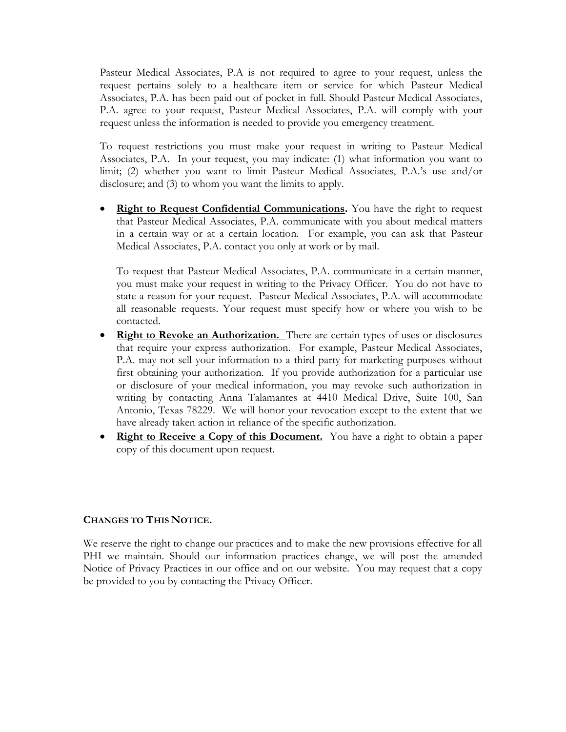Pasteur Medical Associates, P.A is not required to agree to your request, unless the request pertains solely to a healthcare item or service for which Pasteur Medical Associates, P.A. has been paid out of pocket in full. Should Pasteur Medical Associates, P.A. agree to your request, Pasteur Medical Associates, P.A. will comply with your request unless the information is needed to provide you emergency treatment.

To request restrictions you must make your request in writing to Pasteur Medical Associates, P.A. In your request, you may indicate: (1) what information you want to limit; (2) whether you want to limit Pasteur Medical Associates, P.A.'s use and/or disclosure; and (3) to whom you want the limits to apply.

- **Right to Request Confidential Communications.** You have the right to request that Pasteur Medical Associates, P.A. communicate with you about medical matters in a certain way or at a certain location. For example, you can ask that Pasteur Medical Associates, P.A. contact you only at work or by mail.

  To request that Pasteur Medical Associates, P.A. communicate in a certain manner, you must make your request in writing to the Privacy Officer. You do not have to state a reason for your request. Pasteur Medical Associates, P.A. will accommodate all reasonable requests. Your request must specify how or where you wish to be contacted.
- **Right to Revoke an Authorization.** There are certain types of uses or disclosures that require your express authorization. For example, Pasteur Medical Associates, P.A. may not sell your information to a third party for marketing purposes without first obtaining your authorization. If you provide authorization for a particular use or disclosure of your medical information, you may revoke such authorization in writing by contacting Anna Talamantes at 4410 Medical Drive, Suite 100, San Antonio, Texas 78229. We will honor your revocation except to the extent that we have already taken action in reliance of the specific authorization.
- **Right to Receive a Copy of this Document.** You have a right to obtain a paper copy of this document upon request.

**CHANGES TO THIS NOTICE.**

We reserve the right to change our practices and to make the new provisions effective for all PHI we maintain. Should our information practices change, we will post the amended Notice of Privacy Practices in our office and on our website. You may request that a copy be provided to you by contacting the Privacy Officer.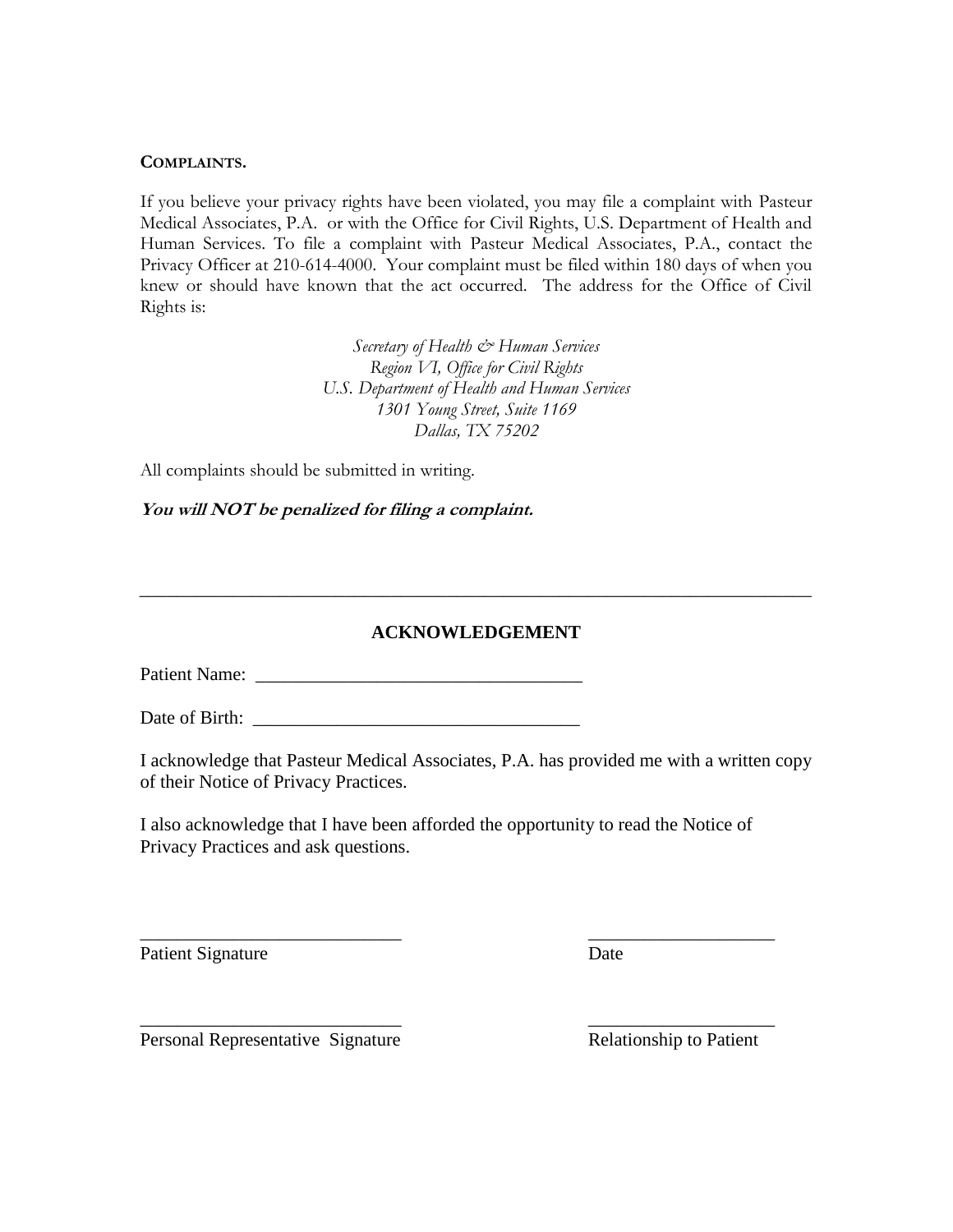**COMPLAINTS.**

If you believe your privacy rights have been violated, you may file a complaint with Pasteur Medical Associates, P.A. or with the Office for Civil Rights, U.S. Department of Health and Human Services. To file a complaint with Pasteur Medical Associates, P.A., contact the Privacy Officer at 210-614-4000. Your complaint must be filed within 180 days of when you knew or should have known that the act occurred. The address for the Office of Civil Rights is:

*Secretary of Health & Human Services*
*Region VI, Office for Civil Rights*
*U.S. Department of Health and Human Services*
*1301 Young Street, Suite 1169*
*Dallas, TX 75202*

All complaints should be submitted in writing.

***You will NOT be penalized for filing a complaint.***

---

## ACKNOWLEDGEMENT

Patient Name: ___________________________________

Date of Birth: ___________________________________

I acknowledge that Pasteur Medical Associates, P.A. has provided me with a written copy of their Notice of Privacy Practices.

I also acknowledge that I have been afforded the opportunity to read the Notice of Privacy Practices and ask questions.

____________________________ ____________________
Patient Signature Date

____________________________ ____________________
Personal Representative Signature Relationship to Patient